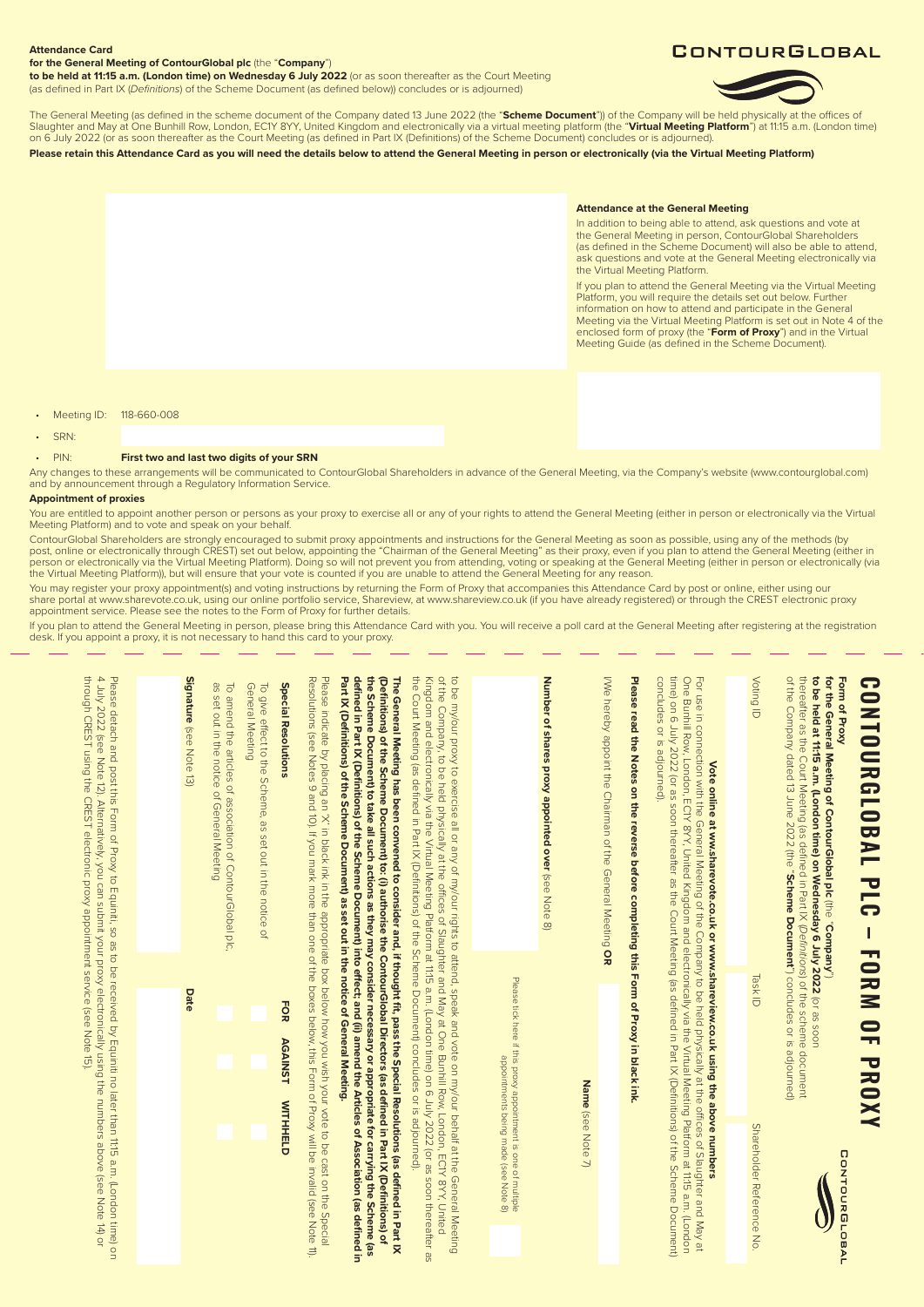**Attendance Card**
**for the General Meeting of ContourGlobal plc** (the "**Company**")
**to be held at 11:15 a.m. (London time) on Wednesday 6 July 2022** (or as soon thereafter as the Court Meeting (as defined in Part IX (*Definitions*) of the Scheme Document (as defined below)) concludes or is adjourned)

CONTOURGLOBAL

The General Meeting (as defined in the scheme document of the Company dated 13 June 2022 (the "**Scheme Document**")) of the Company will be held physically at the offices of Slaughter and May at One Bunhill Row, London, EC1Y 8YY, United Kingdom and electronically via a virtual meeting platform (the "**Virtual Meeting Platform**") at 11:15 a.m. (London time) on 6 July 2022 (or as soon thereafter as the Court Meeting (as defined in Part IX (Definitions) of the Scheme Document) concludes or is adjourned).

**Please retain this Attendance Card as you will need the details below to attend the General Meeting in person or electronically (via the Virtual Meeting Platform)**

**Attendance at the General Meeting**

In addition to being able to attend, ask questions and vote at the General Meeting in person, ContourGlobal Shareholders (as defined in the Scheme Document) will also be able to attend, ask questions and vote at the General Meeting electronically via the Virtual Meeting Platform.

If you plan to attend the General Meeting via the Virtual Meeting Platform, you will require the details set out below. Further information on how to attend and participate in the General Meeting via the Virtual Meeting Platform is set out in Note 4 of the enclosed form of proxy (the "**Form of Proxy**") and in the Virtual Meeting Guide (as defined in the Scheme Document).

- Meeting ID: 118-660-008
- SRN:
- PIN: **First two and last two digits of your SRN**

Any changes to these arrangements will be communicated to ContourGlobal Shareholders in advance of the General Meeting, via the Company's website (www.contourglobal.com) and by announcement through a Regulatory Information Service.

**Appointment of proxies**

You are entitled to appoint another person or persons as your proxy to exercise all or any of your rights to attend the General Meeting (either in person or electronically via the Virtual Meeting Platform) and to vote and speak on your behalf.

ContourGlobal Shareholders are strongly encouraged to submit proxy appointments and instructions for the General Meeting as soon as possible, using any of the methods (by post, online or electronically through CREST) set out below, appointing the "Chairman of the General Meeting" as their proxy, even if you plan to attend the General Meeting (either in person or electronically via the Virtual Meeting Platform). Doing so will not prevent you from attending, voting or speaking at the General Meeting (either in person or electronically (via the Virtual Meeting Platform)), but will ensure that your vote is counted if you are unable to attend the General Meeting for any reason.

You may register your proxy appointment(s) and voting instructions by returning the Form of Proxy that accompanies this Attendance Card by post or online, either using our share portal at www.sharevote.co.uk, using our online portfolio service, Shareview, at www.shareview.co.uk (if you have already registered) or through the CREST electronic proxy appointment service. Please see the notes to the Form of Proxy for further details.

If you plan to attend the General Meeting in person, please bring this Attendance Card with you. You will receive a poll card at the General Meeting after registering at the registration desk. If you appoint a proxy, it is not necessary to hand this card to your proxy.

---

# CONTOURGLOBAL PLC – FORM OF PROXY

CONTOURGLOBAL

**Form of Proxy**
**for the General Meeting of ContourGlobal plc** (the "**Company**")
**to be held at 11:15 a.m. (London time) on Wednesday 6 July 2022** (or as soon thereafter as the Court Meeting (as defined in Part IX (*Definitions*) of the scheme document of the Company dated 13 June 2022 (the "**Scheme Document**") concludes or is adjourned)

| Voting ID | Task ID | Shareholder Reference No. |
|---|---|---|
| | | |

**Vote online at www.sharevote.co.uk or www.shareview.co.uk using the above numbers**

For use in connection with the General Meeting of the Company to be held physically at the offices of Slaughter and May at One Bunhill Row, London, EC1Y 8YY, United Kingdom and electronically via the Virtual Meeting Platform at 11:15 a.m. (London time) on 6 July 2022 (or as soon thereafter as the Court Meeting (as defined in Part IX (Definitions) of the Scheme Document) concludes or is adjourned).

**Please read the Notes on the reverse before completing this Form of Proxy in black ink.**

I/We hereby appoint the Chairman of the General Meeting **OR** **Name** (see Note 7)

**Number of shares proxy appointed over** (see Note 8)

Please tick here if this proxy appointment is one of multiple appointments being made (see Note 8)

to be my/our proxy to exercise all or any of my/our rights to attend, speak and vote on my/our behalf at the General Meeting of the Company, to be held physically at the offices of Slaughter and May at One Bunhill Row, London, EC1Y 8YY, United Kingdom and electronically via the Virtual Meeting Platform at 11:15 a.m. (London time) on 6 July 2022 (or as soon thereafter as the Court Meeting (as defined in Part IX (Definitions) of the Scheme Document) concludes or is adjourned).

**The General Meeting has been convened to consider and, if thought fit, pass the Special Resolutions (as defined in Part IX (Definitions) of the Scheme Document) to: (i) authorise the ContourGlobal Directors (as defined in Part IX (Definitions) of the Scheme Document) to take all such actions as they may consider necessary or appropriate for carrying the Scheme (as defined in Part IX (Definitions) of the Scheme Document) into effect; and (ii) amend the Articles of Association (as defined in Part IX (Definitions) of the Scheme Document) as set out in the notice of General Meeting.**

Please indicate by placing an 'X' in black ink in the appropriate box below how you wish your vote to be cast on the Special Resolutions (see Notes 9 and 10). If you mark more than one of the boxes below, this Form of Proxy will be invalid (see Note 11).

| **Special Resolutions** | **FOR** | **AGAINST** | **WITHHELD** |
|---|---|---|---|
| To give effect to the Scheme, as set out in the notice of General Meeting | | | |
| To amend the articles of association of ContourGlobal plc, as set out in the notice of General Meeting | | | |

**Signature** (see Note 13) **Date**

Please detach and post this Form of Proxy to Equiniti, so as to be received by Equiniti no later than 11:15 a.m. (London time) on 4 July 2022 (see Note 12). Alternatively, you can submit your proxy electronically using the numbers above (see Note 14) or through CREST using the CREST electronic proxy appointment service (see Note 15).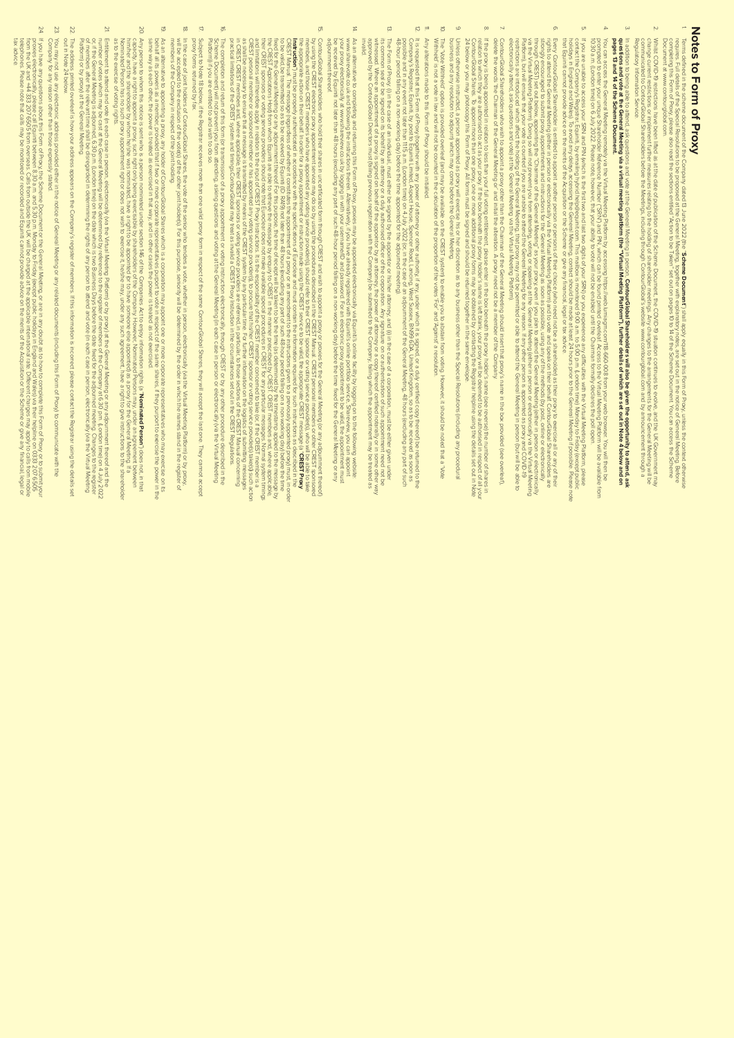# Notes to Form of Proxy

1. Terms defined in the scheme document of the Company dated 13 June 2022 (the "**Scheme Document**") shall apply equally in this Form of Proxy, unless the context otherwise requires. Full details of the Special Resolution to be proposed at the General Meeting are set out in the notice of General Meeting. Before completing this Form of Proxy, please also read the sections entitled "Action to be Taken" set out on pages 10 to 14 of the Scheme Document. You can access the Scheme Document at www.contourglobal.com.

2. Whilst COVID-19 restrictions have been lifted as at the date of publication of the Scheme Document, the COVID-19 situation continues to evolve, and the UK Government may change current restrictions or implement further measures relating to the holding of general meetings during the affected period. Any changes to the General Meeting will be communicated to ContourGlobal Shareholders before the Meetings, including through ContourGlobal's website www.contourglobal.com and by announcement through a Regulatory Information Service.

3. **In addition to being able to attend, ask questions and vote at the General Meeting in person, ContourGlobal Shareholders will also be given the opportunity to attend, ask questions and vote at the General Meeting via a virtual meeting platform (the "Virtual Meeting Platform"), further details of which are set out in Note 4 below and on pages 13 and 14 of the Scheme Document.**

4. You can access the General Meeting remotely via the Virtual Meeting Platform by accessing https://web.lumiagm.com/118-660-038 from your web browser. You will then be prompted to enter your unique Shareholder Reference Number (SRN) and PIN. Access to the General Meeting via the Virtual Meeting Platform will be available from 10.30 a.m. (London time) on 6 July 2022. Please note, however, that your ability to vote will not be enabled until the Chairman formally declares the poll open.

5. If you are unable to access your SRN and PIN (which is the first two and last two digits of your SRN) or you experience any difficulties with the Virtual Meeting Platform, please contact the Company's Registrar, Equiniti, by emailing hybrid.help@equiniti.com. This mailbox is monitored 9:00 a.m. to 5:00 p.m. (London time) Monday to Friday (except public holidays in England and Wales). To avoid any delays accessing the General Meeting remotely, you should contact Equiniti no later than 24 hours prior to the General Meeting if possible. Please note that Equiniti cannot provide advice on the merits of the Acquisition or the Scheme or give any financial, legal or tax advice.

6. Every ContourGlobal Shareholder is entitled to appoint another person or persons of their choice (who need not be a shareholder) as their proxy to exercise all or any of their rights to attend the General Meeting (either in person or electronically via the Virtual Meeting Platform) and to vote and speak on their behalf. ContourGlobal Shareholders are strongly encouraged to submit proxy appointments and instructions for the General Meeting as soon as possible, using any of the methods (by post, online or electronically through CREST) set out below, appointing the "Chairman of the General Meeting" as your proxy even if you plan to attend the General Meeting (either in person or electronically via the Virtual Meeting Platform). Doing so will not prevent you from attending, voting or speaking at the General Meeting in person or electronically via the Virtual Meeting Platform, but will ensure that your vote is counted if you are unable to attend the General Meeting. If any restrictions are introduced which affect the holding of the General Meeting, that proxy may not be permitted or able to attend the General Meeting in person but will be able to electronically attend, ask questions and vote at the General Meeting via the Virtual Meeting Platform.

7. ContourGlobal Shareholders who wish to appoint a proxy other than the Chairman of the General Meeting should insert their proxy's name in the box provided (see overleaf), delete the words "the Chairman of the General Meeting" and initial the alteration. A proxy need not be a member of the Company.

8. If the proxy is being appointed in relation to less than your full voting entitlement, please enter in the box beneath the proxy holder's name (see reverse) the number of shares in relation to which they are authorised to act as your proxy. If the box beneath the proxy holder's name is left blank, your proxy will be deemed to be authorised in respect of all your ContourGlobal Shares. To appoint more than one proxy, you may contact the Registrar's helpline using the details set out in Note 24 below or you may photocopy this Form of Proxy. All forms must be signed and should be returned together in the same envelope.

9. Unless otherwise instructed, a person appointed as proxy will exercise his or her discretion as to any business other than the Special Resolutions (including any procedural business and any resolution to adjourn) which may come before the General Meeting.

10. The 'Vote Withheld' option is provided overleaf (and may be available on the CREST system) to enable you to abstain from voting. However, it should be noted that a 'Vote Withheld' is not a vote in law and will not be counted in the calculation of the proportion of the votes 'For' and 'Against' a resolution.

11. Any alterations made to this Form of Proxy should be initialled.

12. It is requested that this Form of Proxy (together with any power of attorney or other authority, if any, under which it is signed, or a duly certified copy thereof) be returned to the Company's Registrar, Equiniti, by post to Equiniti Limited, Aspect House, Spencer Road, Lancing, West Sussex, BN99 6DA, United Kingdom, so as to be received as soon as possible and, in any event, by not later than 10.30 a.m. (London time) on 4 July 2022 or, in the case of an adjournment of the General Meeting, 48 hours (excluding any part of such 48-hour period falling on a non-working day) before the time appointed for the adjourned meeting.

13. The Form of Proxy (i) in the case of an individual, must either be signed by the appointor or his/her attorney; and (ii) in the case of a corporation, must be either given under its common seal or be signed on its behalf by an attorney or a duly authorised officer of the corporation. Any signature on or authentication of such appointment need not be witnessed. Where an appointment of a proxy is signed on behalf of the appointor by an attorney, the power of attorney or a copy thereof certified notarially or in some other way approved by the ContourGlobal Directors must (failing previous registration with the Company) be submitted to the Company, failing which the appointment may be treated as invalid.

14. As an alternative to completing and returning this Form of Proxy, proxies may be appointed electronically via Equiniti's online facility by logging on to the following website: www.sharevote.co.uk and following the instructions. Alternatively, if you have already registered with Equiniti's online portfolio service, Shareview, you can submit your proxy electronically at www.shareview.co.uk by logging in with your username/ID and password. For an electronic proxy appointment to be valid, the appointment must be received by Equiniti not later than 48 hours (excluding any part of such 48-hour period falling on a non-working day) before the time fixed for the General Meeting or any adjournment thereof.

15. ContourGlobal Shareholders who hold their shares in uncertificated form through CREST and wish to appoint a proxy or proxies for the General Meeting (or any adjournment thereof) by using the CREST electronic proxy appointment service may do so by using the procedures described in the CREST Manual. CREST personal members or other CREST sponsored members, and those CREST members who have appointed any voting service provider(s), should refer to their CREST sponsor or voting service provider(s), who will be able to take the appropriate action on their behalf. In order for a proxy appointment or instruction made using the CREST service to be valid, the appropriate CREST message (a "**CREST Proxy Instruction**") must be properly authenticated in accordance with the specifications of Euroclear and must contain the information required for such instructions as described in the CREST Manual. The message (regardless of whether it constitutes the appointment of a proxy or an amendment to the instruction given to a previously appointed proxy) must, in order to be valid, be transmitted so as to be received by Equiniti (ID RA19) not later than 48 hours (excluding any part of such 48-hour period falling on a non-working day) before the time fixed for the General Meeting or any adjournment thereof. For this purpose, the time of receipt will be taken to be the time (as determined by the timestamp applied to the message by the CREST Application Host) from which Equiniti is able to retrieve the message by enquiry to CREST in the manner prescribed by CREST. After this time any change of instructions to proxies appointed through CREST should be communicated to the appointee through other means. CREST members and, where applicable, their CREST sponsors or voting service providers should note that Euroclear does not make available special procedures in CREST for any particular messages. Normal system timings and limitations will therefore apply in relation to the input of CREST Proxy Instructions. It is the responsibility of the CREST member concerned to take (or, if the CREST member is a CREST personal member or sponsored member or has appointed any voting service provider(s), to procure that his/her CREST sponsor or voting service provider(s) take(s)) such action as shall be necessary to ensure that a message is transmitted by means of the CREST system by any particular time. For further information on the logistics of submitting messages in CREST, CREST members and, where applicable, their CREST sponsors or voting service providers are referred, in particular, to those sections of the CREST Manual concerning practical limitations of the CREST system and timings. ContourGlobal may treat as invalid a CREST Proxy Instruction in the circumstances set out in the CREST Regulations.

16. The completion and return of this Form of Proxy, or the appointment of a proxy electronically through CREST or by any other procedure described in the Scheme Document will not prevent you from attending, asking questions and voting at the General Meeting (in each case in person or electronically via the Virtual Meeting Platform) if you are entitled to and wish to do so.

17. Subject to Note 18 below, if the Registrar receives more than one valid proxy form in respect of the same ContourGlobal Shares, they will accept the last one. They cannot accept proxy forms returned by fax.

18. In the case of joint holders of ContourGlobal Shares, the vote of the senior who tenders a vote, whether in person, electronically (via the Virtual Meeting Platform) or by proxy, will be accepted to the exclusion of the vote(s) of the other joint holder(s). For this purpose, seniority will be determined by the order in which the names stand in the register of members of the Company in respect of the joint holding.

19. As an alternative to appointing a proxy, any ContourGlobal Shareholder which is a corporation may appoint one or more corporate representatives who may exercise, on its behalf, all its powers as a member, provided that if two or more corporate representatives purport to vote in respect of the same shares, if they purport to exercise the power in the same way as each other, the power is treated as exercised in that way, and in other cases the power is treated as not exercised.

20. Any person to whom this notice is sent who is a person nominated under section 146 of the Companies Act to enjoy information rights (a "**Nominated Person**") does not, in that capacity, have a right to appoint a proxy. However, a Nominated Person may have a right, under an agreement between him/her and the shareholder by whom he/she was nominated, to be appointed (or to have someone else appointed) as a proxy for the General Meeting. If a Nominated Person has no such proxy appointment right or does not wish to exercise it, he/she may, under any such agreement, have a right to give instructions to the shareholder as to the exercise of voting rights.

21. Entitlement to attend and vote (in each case in person, electronically (via the Virtual Meeting Platform) or by proxy) at the General Meeting or any adjournment thereof and the number of votes which may be cast at the General Meeting will be determined by reference to the register of members of the Company at 6.30 p.m. (London time) on 4 July 2022 or, if the General Meeting is adjourned, 6.30 p.m. (London time) on the date which is two Business Days before the date fixed for the adjourned meeting. Changes to the register of members after the relevant time shall be disregarded in determining the rights of any person to attend and vote (in each case in person, electronically (via the Virtual Meeting Platform) or by proxy) at the General Meeting.

22. The address printed overleaf is how your address appears on the Company's register of members. If this information is incorrect please contact the Registrar using the details set out in Note 24 below.

23. You may not use any electronic address provided either in the notice of General Meeting or any related documents (including this Form of Proxy) to communicate with the Company for any purposes other than those expressly stated.

24. If you have any questions about this Form of Proxy, the Scheme Document or the General Meeting, or are in any doubt as to how to complete this Form of Proxy or to submit your proxies electronically, please call Equiniti between 8.30 a.m. and 5.30 p.m. Monday to Friday (except public holidays in England and Wales) via their helpline on 0333 207 6505 from within the UK or on +44 (0) 371 384 2050 if calling from outside the UK. Calls from outside the UK will be charged at the applicable international rate. Different charges may apply to calls from mobile telephones. Please note that calls may be monitored or recorded and Equiniti cannot provide advice on the merits of the Acquisition or the Scheme or give any financial, legal or tax advice.